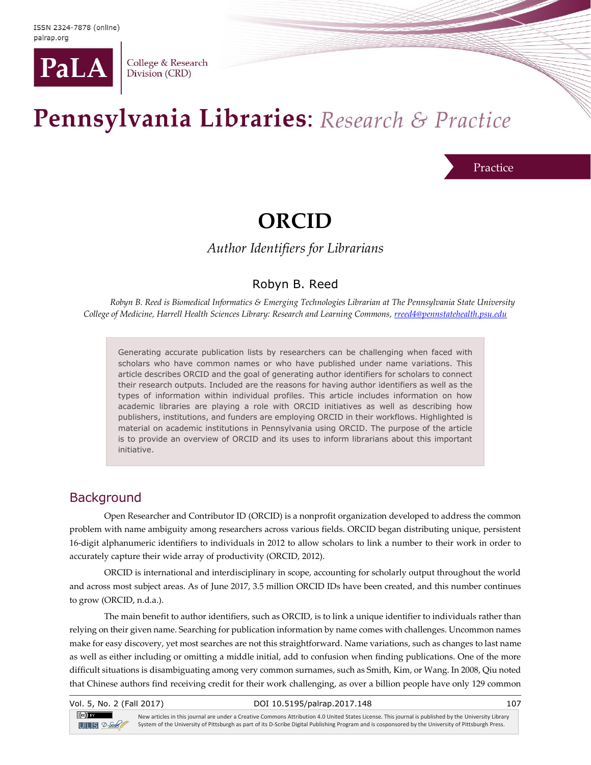ISSN 2324-7878 (online)
palrap.org

PaLA College & Research Division (CRD)

Pennsylvania Libraries: *Research & Practice*

Practice

# ORCID

*Author Identifiers for Librarians*

Robyn B. Reed

*Robyn B. Reed is Biomedical Informatics & Emerging Technologies Librarian at The Pennsylvania State University College of Medicine, Harrell Health Sciences Library: Research and Learning Commons, rreed4@pennstatehealth.psu.edu*

> Generating accurate publication lists by researchers can be challenging when faced with scholars who have common names or who have published under name variations. This article describes ORCID and the goal of generating author identifiers for scholars to connect their research outputs. Included are the reasons for having author identifiers as well as the types of information within individual profiles. This article includes information on how academic libraries are playing a role with ORCID initiatives as well as describing how publishers, institutions, and funders are employing ORCID in their workflows. Highlighted is material on academic institutions in Pennsylvania using ORCID. The purpose of the article is to provide an overview of ORCID and its uses to inform librarians about this important initiative.

## Background

Open Researcher and Contributor ID (ORCID) is a nonprofit organization developed to address the common problem with name ambiguity among researchers across various fields. ORCID began distributing unique, persistent 16-digit alphanumeric identifiers to individuals in 2012 to allow scholars to link a number to their work in order to accurately capture their wide array of productivity (ORCID, 2012).

ORCID is international and interdisciplinary in scope, accounting for scholarly output throughout the world and across most subject areas. As of June 2017, 3.5 million ORCID IDs have been created, and this number continues to grow (ORCID, n.d.a.).

The main benefit to author identifiers, such as ORCID, is to link a unique identifier to individuals rather than relying on their given name. Searching for publication information by name comes with challenges. Uncommon names make for easy discovery, yet most searches are not this straightforward. Name variations, such as changes to last name as well as either including or omitting a middle initial, add to confusion when finding publications. One of the more difficult situations is disambiguating among very common surnames, such as Smith, Kim, or Wang. In 2008, Qiu noted that Chinese authors find receiving credit for their work challenging, as over a billion people have only 129 common

DOI 10.5195/palrap.2017.148

New articles in this journal are under a Creative Commons Attribution 4.0 United States License. This journal is published by the University Library System of the University of Pittsburgh as part of its D-Scribe Digital Publishing Program and is cosponsored by the University of Pittsburgh Press.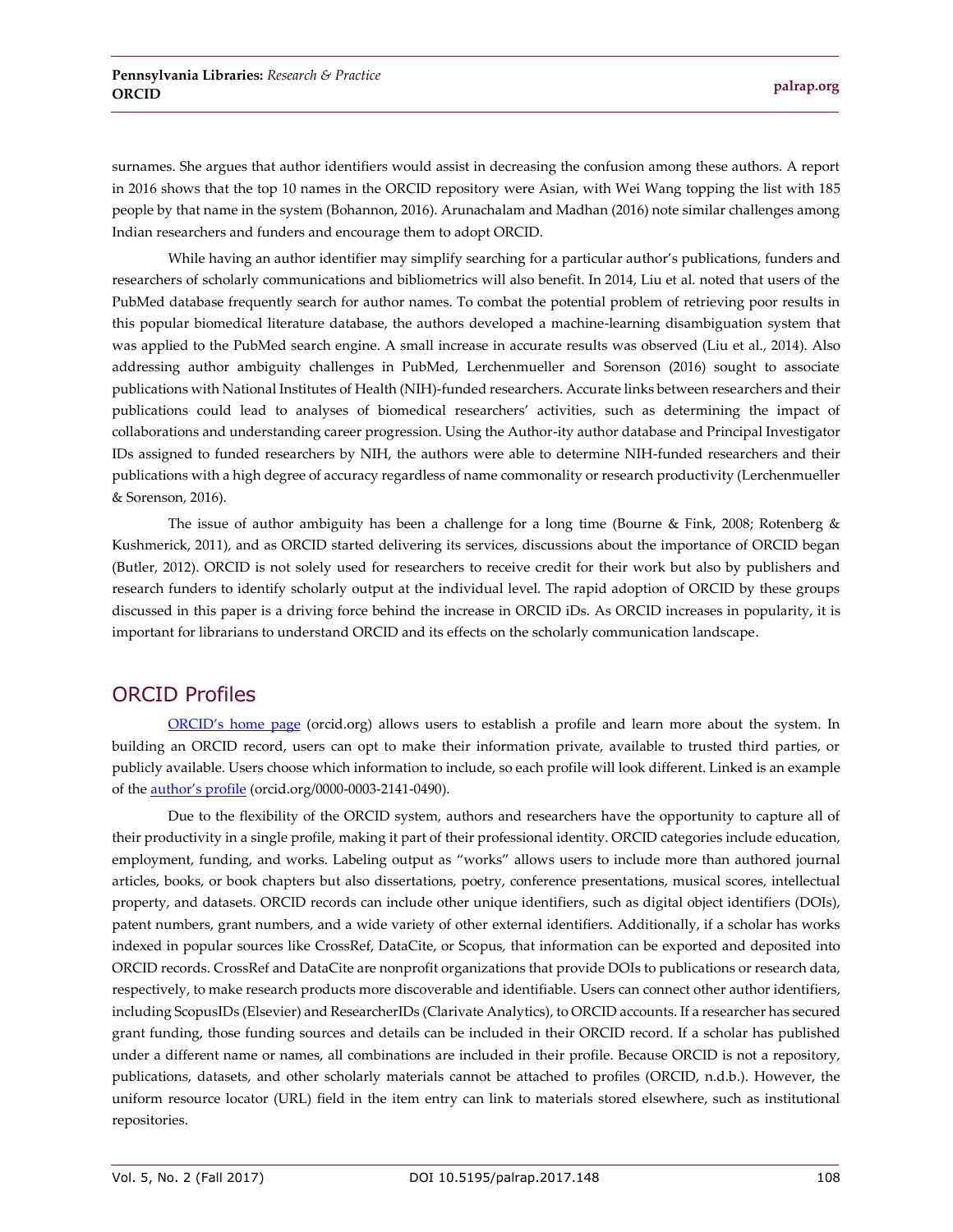surnames. She argues that author identifiers would assist in decreasing the confusion among these authors. A report in 2016 shows that the top 10 names in the ORCID repository were Asian, with Wei Wang topping the list with 185 people by that name in the system (Bohannon, 2016). Arunachalam and Madhan (2016) note similar challenges among Indian researchers and funders and encourage them to adopt ORCID.

While having an author identifier may simplify searching for a particular author's publications, funders and researchers of scholarly communications and bibliometrics will also benefit. In 2014, Liu et al. noted that users of the PubMed database frequently search for author names. To combat the potential problem of retrieving poor results in this popular biomedical literature database, the authors developed a machine-learning disambiguation system that was applied to the PubMed search engine. A small increase in accurate results was observed (Liu et al., 2014). Also addressing author ambiguity challenges in PubMed, Lerchenmueller and Sorenson (2016) sought to associate publications with National Institutes of Health (NIH)-funded researchers. Accurate links between researchers and their publications could lead to analyses of biomedical researchers' activities, such as determining the impact of collaborations and understanding career progression. Using the Author-ity author database and Principal Investigator IDs assigned to funded researchers by NIH, the authors were able to determine NIH-funded researchers and their publications with a high degree of accuracy regardless of name commonality or research productivity (Lerchenmueller & Sorenson, 2016).

The issue of author ambiguity has been a challenge for a long time (Bourne & Fink, 2008; Rotenberg & Kushmerick, 2011), and as ORCID started delivering its services, discussions about the importance of ORCID began (Butler, 2012). ORCID is not solely used for researchers to receive credit for their work but also by publishers and research funders to identify scholarly output at the individual level. The rapid adoption of ORCID by these groups discussed in this paper is a driving force behind the increase in ORCID iDs. As ORCID increases in popularity, it is important for librarians to understand ORCID and its effects on the scholarly communication landscape.

## ORCID Profiles

ORCID's home page (orcid.org) allows users to establish a profile and learn more about the system. In building an ORCID record, users can opt to make their information private, available to trusted third parties, or publicly available. Users choose which information to include, so each profile will look different. Linked is an example of the author's profile (orcid.org/0000-0003-2141-0490).

Due to the flexibility of the ORCID system, authors and researchers have the opportunity to capture all of their productivity in a single profile, making it part of their professional identity. ORCID categories include education, employment, funding, and works. Labeling output as "works" allows users to include more than authored journal articles, books, or book chapters but also dissertations, poetry, conference presentations, musical scores, intellectual property, and datasets. ORCID records can include other unique identifiers, such as digital object identifiers (DOIs), patent numbers, grant numbers, and a wide variety of other external identifiers. Additionally, if a scholar has works indexed in popular sources like CrossRef, DataCite, or Scopus, that information can be exported and deposited into ORCID records. CrossRef and DataCite are nonprofit organizations that provide DOIs to publications or research data, respectively, to make research products more discoverable and identifiable. Users can connect other author identifiers, including ScopusIDs (Elsevier) and ResearcherIDs (Clarivate Analytics), to ORCID accounts. If a researcher has secured grant funding, those funding sources and details can be included in their ORCID record. If a scholar has published under a different name or names, all combinations are included in their profile. Because ORCID is not a repository, publications, datasets, and other scholarly materials cannot be attached to profiles (ORCID, n.d.b.). However, the uniform resource locator (URL) field in the item entry can link to materials stored elsewhere, such as institutional repositories.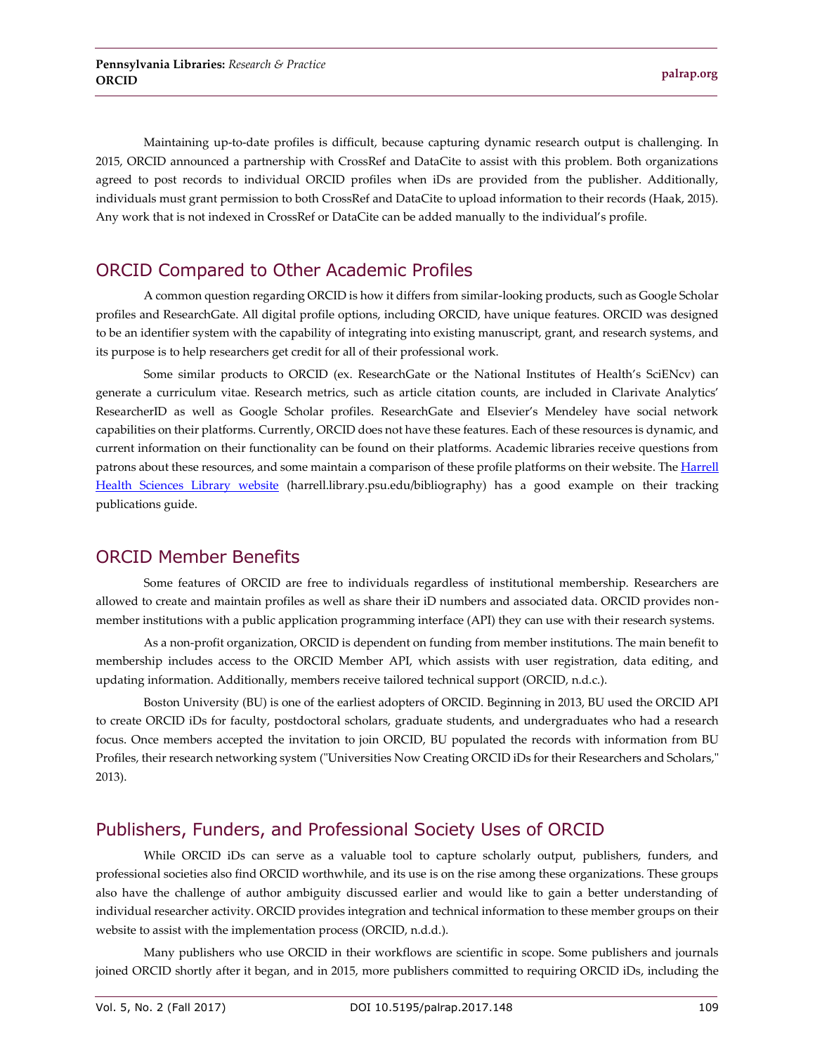Maintaining up-to-date profiles is difficult, because capturing dynamic research output is challenging. In 2015, ORCID announced a partnership with CrossRef and DataCite to assist with this problem. Both organizations agreed to post records to individual ORCID profiles when iDs are provided from the publisher. Additionally, individuals must grant permission to both CrossRef and DataCite to upload information to their records (Haak, 2015). Any work that is not indexed in CrossRef or DataCite can be added manually to the individual's profile.

## ORCID Compared to Other Academic Profiles

A common question regarding ORCID is how it differs from similar-looking products, such as Google Scholar profiles and ResearchGate. All digital profile options, including ORCID, have unique features. ORCID was designed to be an identifier system with the capability of integrating into existing manuscript, grant, and research systems, and its purpose is to help researchers get credit for all of their professional work.

Some similar products to ORCID (ex. ResearchGate or the National Institutes of Health's SciENcv) can generate a curriculum vitae. Research metrics, such as article citation counts, are included in Clarivate Analytics' ResearcherID as well as Google Scholar profiles. ResearchGate and Elsevier's Mendeley have social network capabilities on their platforms. Currently, ORCID does not have these features. Each of these resources is dynamic, and current information on their functionality can be found on their platforms. Academic libraries receive questions from patrons about these resources, and some maintain a comparison of these profile platforms on their website. The Harrell Health Sciences Library website (harrell.library.psu.edu/bibliography) has a good example on their tracking publications guide.

## ORCID Member Benefits

Some features of ORCID are free to individuals regardless of institutional membership. Researchers are allowed to create and maintain profiles as well as share their iD numbers and associated data. ORCID provides non-member institutions with a public application programming interface (API) they can use with their research systems.

As a non-profit organization, ORCID is dependent on funding from member institutions. The main benefit to membership includes access to the ORCID Member API, which assists with user registration, data editing, and updating information. Additionally, members receive tailored technical support (ORCID, n.d.c.).

Boston University (BU) is one of the earliest adopters of ORCID. Beginning in 2013, BU used the ORCID API to create ORCID iDs for faculty, postdoctoral scholars, graduate students, and undergraduates who had a research focus. Once members accepted the invitation to join ORCID, BU populated the records with information from BU Profiles, their research networking system ("Universities Now Creating ORCID iDs for their Researchers and Scholars," 2013).

## Publishers, Funders, and Professional Society Uses of ORCID

While ORCID iDs can serve as a valuable tool to capture scholarly output, publishers, funders, and professional societies also find ORCID worthwhile, and its use is on the rise among these organizations. These groups also have the challenge of author ambiguity discussed earlier and would like to gain a better understanding of individual researcher activity. ORCID provides integration and technical information to these member groups on their website to assist with the implementation process (ORCID, n.d.d.).

Many publishers who use ORCID in their workflows are scientific in scope. Some publishers and journals joined ORCID shortly after it began, and in 2015, more publishers committed to requiring ORCID iDs, including the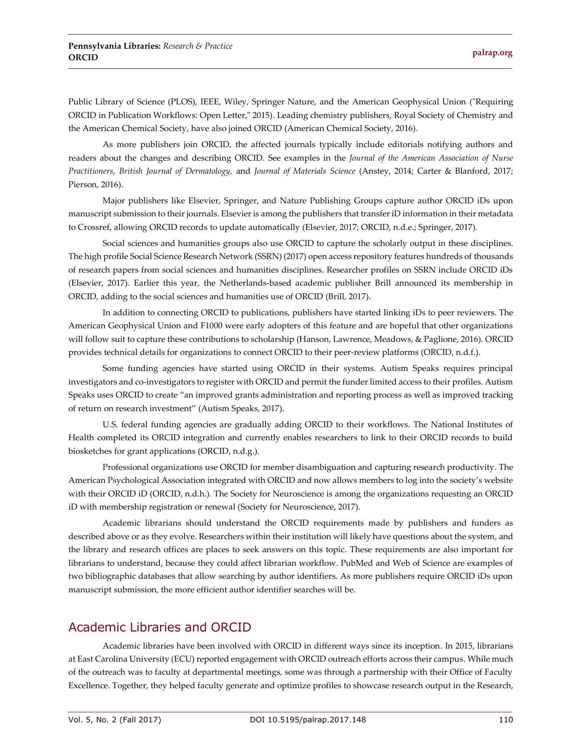Public Library of Science (PLOS), IEEE, Wiley, Springer Nature, and the American Geophysical Union ("Requiring ORCID in Publication Workflows: Open Letter," 2015). Leading chemistry publishers, Royal Society of Chemistry and the American Chemical Society, have also joined ORCID (American Chemical Society, 2016).

As more publishers join ORCID, the affected journals typically include editorials notifying authors and readers about the changes and describing ORCID. See examples in the *Journal of the American Association of Nurse Practitioners*, *British Journal of Dermatology*, and *Journal of Materials Science* (Anstey, 2014; Carter & Blanford, 2017; Pierson, 2016).

Major publishers like Elsevier, Springer, and Nature Publishing Groups capture author ORCID iDs upon manuscript submission to their journals. Elsevier is among the publishers that transfer iD information in their metadata to Crossref, allowing ORCID records to update automatically (Elsevier, 2017; ORCID, n.d.e.; Springer, 2017).

Social sciences and humanities groups also use ORCID to capture the scholarly output in these disciplines. The high profile Social Science Research Network (SSRN) (2017) open access repository features hundreds of thousands of research papers from social sciences and humanities disciplines. Researcher profiles on SSRN include ORCID iDs (Elsevier, 2017). Earlier this year, the Netherlands-based academic publisher Brill announced its membership in ORCID, adding to the social sciences and humanities use of ORCID (Brill, 2017).

In addition to connecting ORCID to publications, publishers have started linking iDs to peer reviewers. The American Geophysical Union and F1000 were early adopters of this feature and are hopeful that other organizations will follow suit to capture these contributions to scholarship (Hanson, Lawrence, Meadows, & Paglione, 2016). ORCID provides technical details for organizations to connect ORCID to their peer-review platforms (ORCID, n.d.f.).

Some funding agencies have started using ORCID in their systems. Autism Speaks requires principal investigators and co-investigators to register with ORCID and permit the funder limited access to their profiles. Autism Speaks uses ORCID to create "an improved grants administration and reporting process as well as improved tracking of return on research investment" (Autism Speaks, 2017).

U.S. federal funding agencies are gradually adding ORCID to their workflows. The National Institutes of Health completed its ORCID integration and currently enables researchers to link to their ORCID records to build biosketches for grant applications (ORCID, n.d.g.).

Professional organizations use ORCID for member disambiguation and capturing research productivity. The American Psychological Association integrated with ORCID and now allows members to log into the society's website with their ORCID iD (ORCID, n.d.h.). The Society for Neuroscience is among the organizations requesting an ORCID iD with membership registration or renewal (Society for Neuroscience, 2017).

Academic librarians should understand the ORCID requirements made by publishers and funders as described above or as they evolve. Researchers within their institution will likely have questions about the system, and the library and research offices are places to seek answers on this topic. These requirements are also important for librarians to understand, because they could affect librarian workflow. PubMed and Web of Science are examples of two bibliographic databases that allow searching by author identifiers. As more publishers require ORCID iDs upon manuscript submission, the more efficient author identifier searches will be.

## Academic Libraries and ORCID

Academic libraries have been involved with ORCID in different ways since its inception. In 2015, librarians at East Carolina University (ECU) reported engagement with ORCID outreach efforts across their campus. While much of the outreach was to faculty at departmental meetings, some was through a partnership with their Office of Faculty Excellence. Together, they helped faculty generate and optimize profiles to showcase research output in the Research,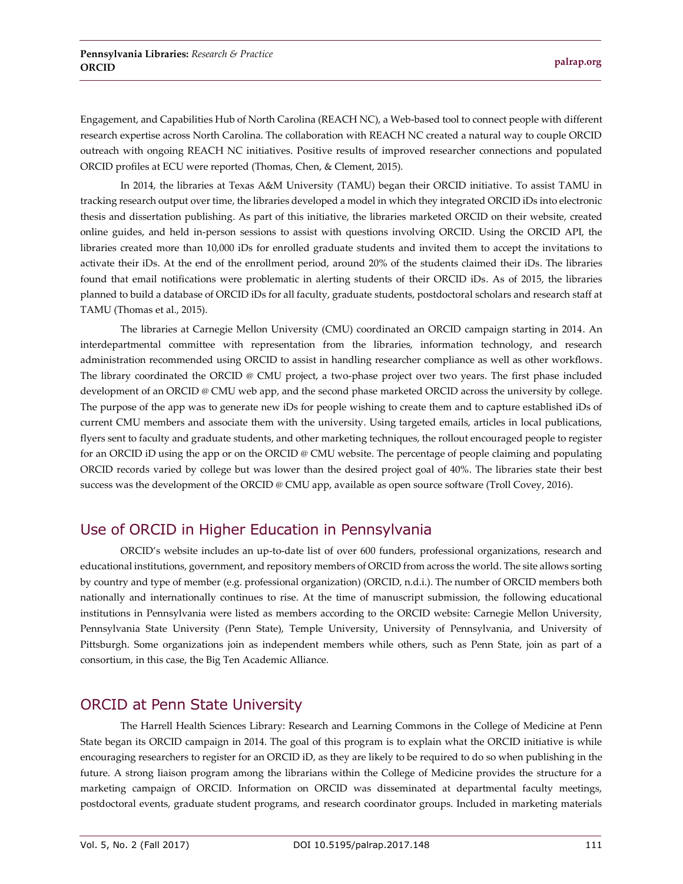Engagement, and Capabilities Hub of North Carolina (REACH NC), a Web-based tool to connect people with different research expertise across North Carolina. The collaboration with REACH NC created a natural way to couple ORCID outreach with ongoing REACH NC initiatives. Positive results of improved researcher connections and populated ORCID profiles at ECU were reported (Thomas, Chen, & Clement, 2015).

In 2014, the libraries at Texas A&M University (TAMU) began their ORCID initiative. To assist TAMU in tracking research output over time, the libraries developed a model in which they integrated ORCID iDs into electronic thesis and dissertation publishing. As part of this initiative, the libraries marketed ORCID on their website, created online guides, and held in-person sessions to assist with questions involving ORCID. Using the ORCID API, the libraries created more than 10,000 iDs for enrolled graduate students and invited them to accept the invitations to activate their iDs. At the end of the enrollment period, around 20% of the students claimed their iDs. The libraries found that email notifications were problematic in alerting students of their ORCID iDs. As of 2015, the libraries planned to build a database of ORCID iDs for all faculty, graduate students, postdoctoral scholars and research staff at TAMU (Thomas et al., 2015).

The libraries at Carnegie Mellon University (CMU) coordinated an ORCID campaign starting in 2014. An interdepartmental committee with representation from the libraries, information technology, and research administration recommended using ORCID to assist in handling researcher compliance as well as other workflows. The library coordinated the ORCID @ CMU project, a two-phase project over two years. The first phase included development of an ORCID @ CMU web app, and the second phase marketed ORCID across the university by college. The purpose of the app was to generate new iDs for people wishing to create them and to capture established iDs of current CMU members and associate them with the university. Using targeted emails, articles in local publications, flyers sent to faculty and graduate students, and other marketing techniques, the rollout encouraged people to register for an ORCID iD using the app or on the ORCID @ CMU website. The percentage of people claiming and populating ORCID records varied by college but was lower than the desired project goal of 40%. The libraries state their best success was the development of the ORCID @ CMU app, available as open source software (Troll Covey, 2016).

## Use of ORCID in Higher Education in Pennsylvania

ORCID's website includes an up-to-date list of over 600 funders, professional organizations, research and educational institutions, government, and repository members of ORCID from across the world. The site allows sorting by country and type of member (e.g. professional organization) (ORCID, n.d.i.). The number of ORCID members both nationally and internationally continues to rise. At the time of manuscript submission, the following educational institutions in Pennsylvania were listed as members according to the ORCID website: Carnegie Mellon University, Pennsylvania State University (Penn State), Temple University, University of Pennsylvania, and University of Pittsburgh. Some organizations join as independent members while others, such as Penn State, join as part of a consortium, in this case, the Big Ten Academic Alliance.

## ORCID at Penn State University

The Harrell Health Sciences Library: Research and Learning Commons in the College of Medicine at Penn State began its ORCID campaign in 2014. The goal of this program is to explain what the ORCID initiative is while encouraging researchers to register for an ORCID iD, as they are likely to be required to do so when publishing in the future. A strong liaison program among the librarians within the College of Medicine provides the structure for a marketing campaign of ORCID. Information on ORCID was disseminated at departmental faculty meetings, postdoctoral events, graduate student programs, and research coordinator groups. Included in marketing materials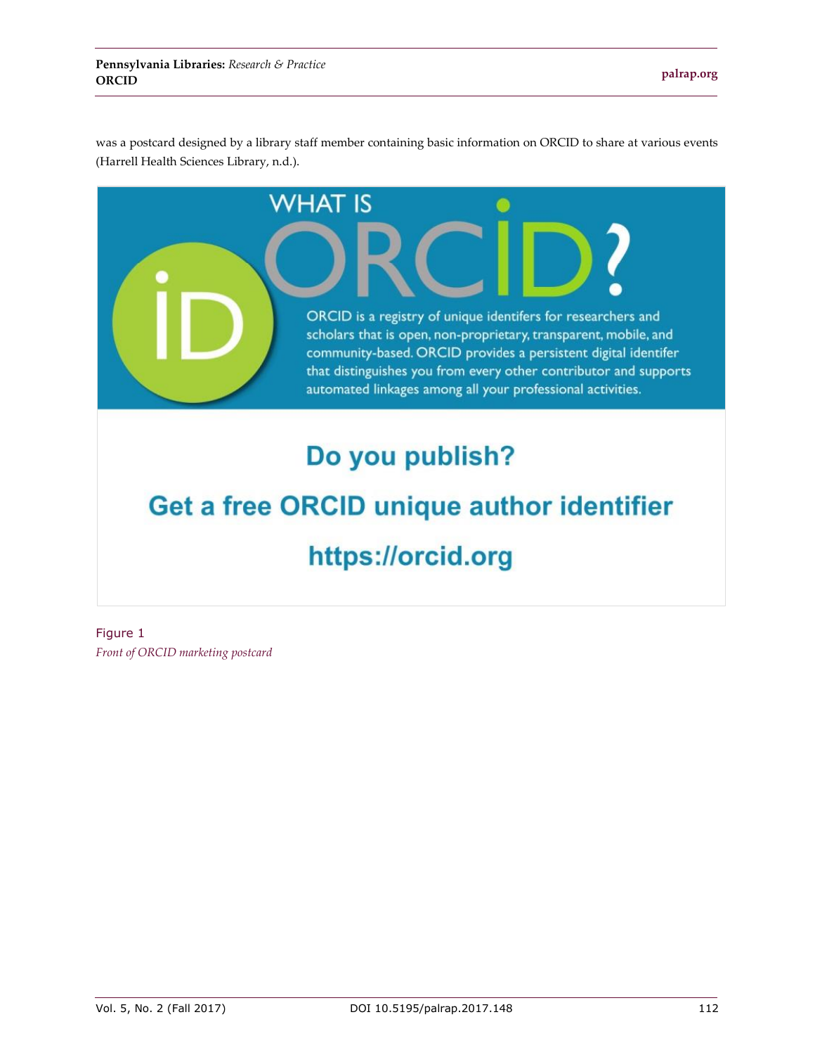was a postcard designed by a library staff member containing basic information on ORCID to share at various events (Harrell Health Sciences Library, n.d.).

WHAT IS ORCID?

ORCID is a registry of unique identifers for researchers and scholars that is open, non-proprietary, transparent, mobile, and community-based. ORCID provides a persistent digital identifer that distinguishes you from every other contributor and supports automated linkages among all your professional activities.

Do you publish?

Get a free ORCID unique author identifier

https://orcid.org

Figure 1
*Front of ORCID marketing postcard*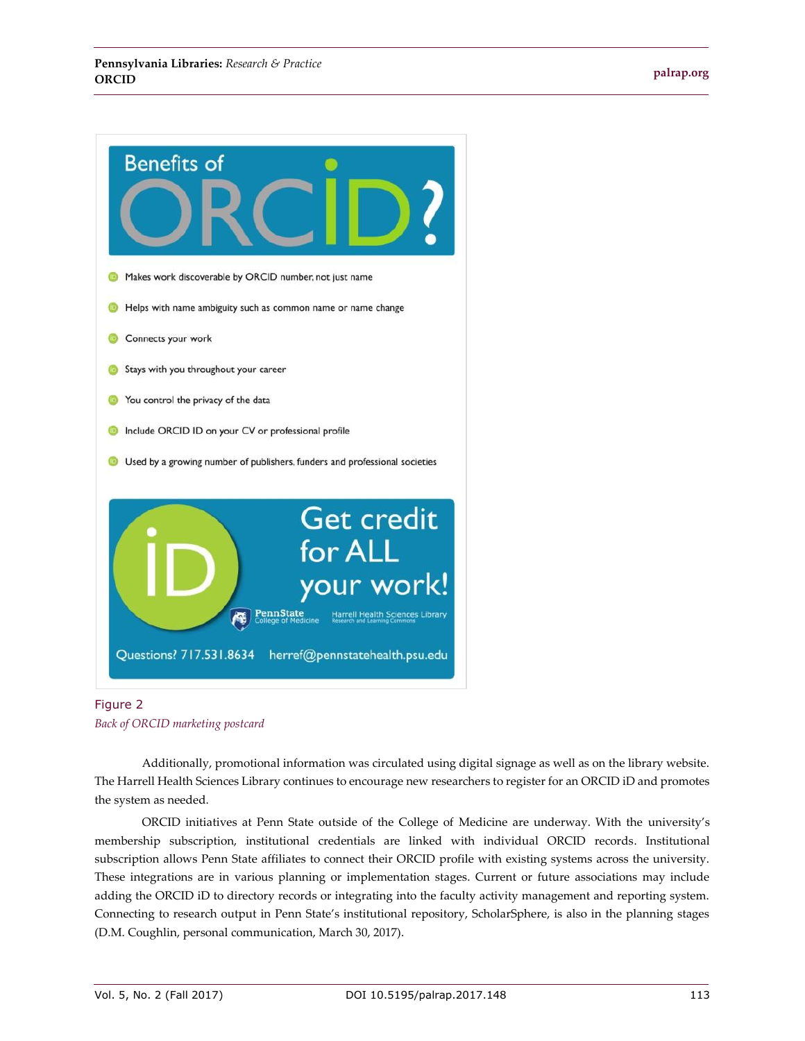# Benefits of ORCID?

- Makes work discoverable by ORCID number, not just name
- Helps with name ambiguity such as common name or name change
- Connects your work
- Stays with you throughout your career
- You control the privacy of the data
- Include ORCID ID on your CV or professional profile
- Used by a growing number of publishers, funders and professional societies

Get credit for ALL your work!

PennState College of Medicine | Harrell Health Sciences Library Research and Learning Commons

Questions? 717.531.8634 herref@pennstatehealth.psu.edu

Figure 2

*Back of ORCID marketing postcard*

Additionally, promotional information was circulated using digital signage as well as on the library website. The Harrell Health Sciences Library continues to encourage new researchers to register for an ORCID iD and promotes the system as needed.

ORCID initiatives at Penn State outside of the College of Medicine are underway. With the university's membership subscription, institutional credentials are linked with individual ORCID records. Institutional subscription allows Penn State affiliates to connect their ORCID profile with existing systems across the university. These integrations are in various planning or implementation stages. Current or future associations may include adding the ORCID iD to directory records or integrating into the faculty activity management and reporting system. Connecting to research output in Penn State's institutional repository, ScholarSphere, is also in the planning stages (D.M. Coughlin, personal communication, March 30, 2017).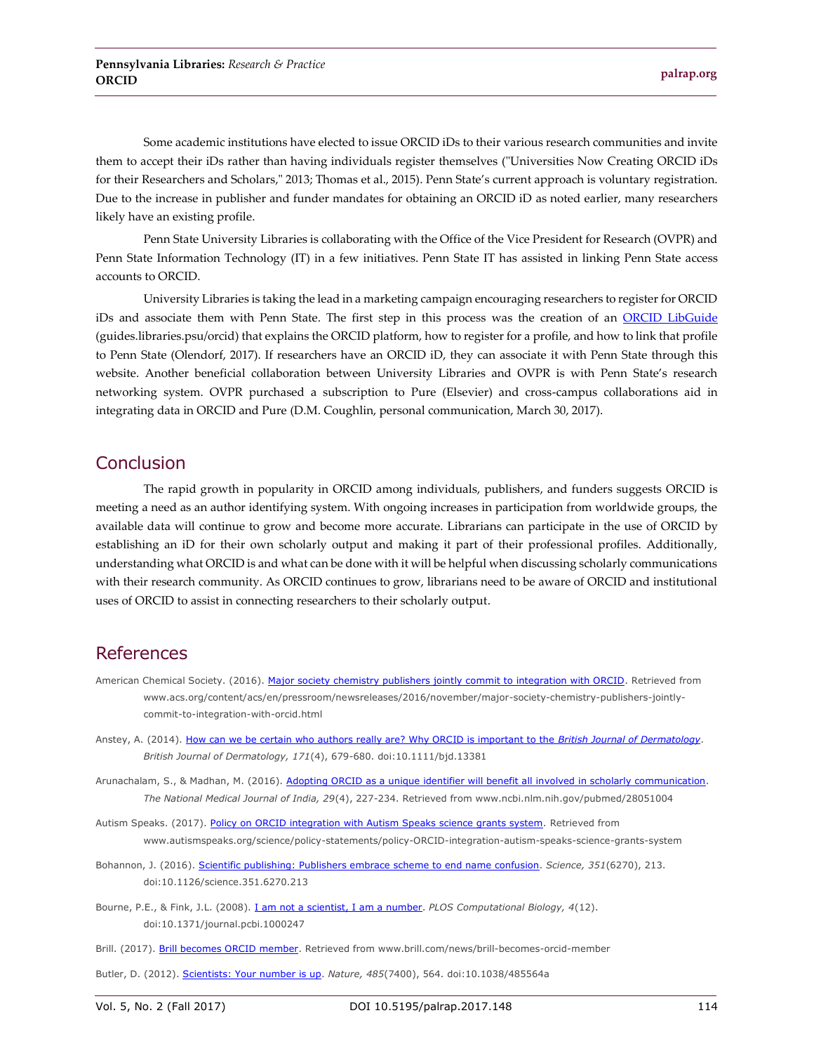Some academic institutions have elected to issue ORCID iDs to their various research communities and invite them to accept their iDs rather than having individuals register themselves ("Universities Now Creating ORCID iDs for their Researchers and Scholars," 2013; Thomas et al., 2015). Penn State's current approach is voluntary registration. Due to the increase in publisher and funder mandates for obtaining an ORCID iD as noted earlier, many researchers likely have an existing profile.

Penn State University Libraries is collaborating with the Office of the Vice President for Research (OVPR) and Penn State Information Technology (IT) in a few initiatives. Penn State IT has assisted in linking Penn State access accounts to ORCID.

University Libraries is taking the lead in a marketing campaign encouraging researchers to register for ORCID iDs and associate them with Penn State. The first step in this process was the creation of an ORCID LibGuide (guides.libraries.psu/orcid) that explains the ORCID platform, how to register for a profile, and how to link that profile to Penn State (Olendorf, 2017). If researchers have an ORCID iD, they can associate it with Penn State through this website. Another beneficial collaboration between University Libraries and OVPR is with Penn State's research networking system. OVPR purchased a subscription to Pure (Elsevier) and cross-campus collaborations aid in integrating data in ORCID and Pure (D.M. Coughlin, personal communication, March 30, 2017).

## Conclusion

The rapid growth in popularity in ORCID among individuals, publishers, and funders suggests ORCID is meeting a need as an author identifying system. With ongoing increases in participation from worldwide groups, the available data will continue to grow and become more accurate. Librarians can participate in the use of ORCID by establishing an iD for their own scholarly output and making it part of their professional profiles. Additionally, understanding what ORCID is and what can be done with it will be helpful when discussing scholarly communications with their research community. As ORCID continues to grow, librarians need to be aware of ORCID and institutional uses of ORCID to assist in connecting researchers to their scholarly output.

## References

American Chemical Society. (2016). Major society chemistry publishers jointly commit to integration with ORCID. Retrieved from www.acs.org/content/acs/en/pressroom/newsreleases/2016/november/major-society-chemistry-publishers-jointly-commit-to-integration-with-orcid.html

Anstey, A. (2014). How can we be certain who authors really are? Why ORCID is important to the *British Journal of Dermatology*. *British Journal of Dermatology, 171*(4), 679-680. doi:10.1111/bjd.13381

Arunachalam, S., & Madhan, M. (2016). Adopting ORCID as a unique identifier will benefit all involved in scholarly communication. *The National Medical Journal of India, 29*(4), 227-234. Retrieved from www.ncbi.nlm.nih.gov/pubmed/28051004

Autism Speaks. (2017). Policy on ORCID integration with Autism Speaks science grants system. Retrieved from www.autismspeaks.org/science/policy-statements/policy-ORCID-integration-autism-speaks-science-grants-system

Bohannon, J. (2016). Scientific publishing: Publishers embrace scheme to end name confusion. *Science, 351*(6270), 213. doi:10.1126/science.351.6270.213

Bourne, P.E., & Fink, J.L. (2008). I am not a scientist, I am a number. *PLOS Computational Biology, 4*(12). doi:10.1371/journal.pcbi.1000247

Brill. (2017). Brill becomes ORCID member. Retrieved from www.brill.com/news/brill-becomes-orcid-member

Butler, D. (2012). Scientists: Your number is up. *Nature, 485*(7400), 564. doi:10.1038/485564a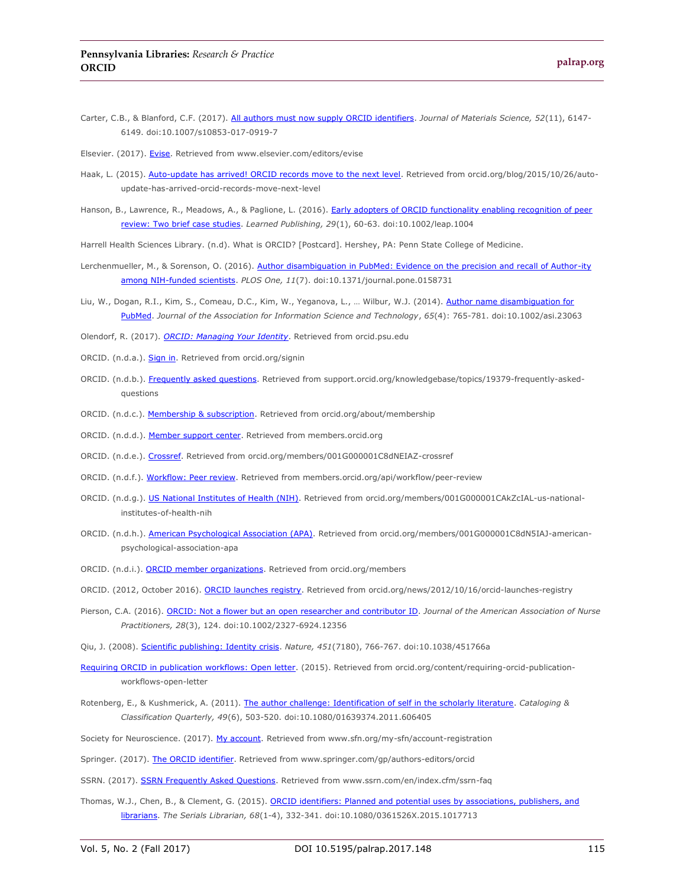Carter, C.B., & Blanford, C.F. (2017). [All authors must now supply ORCID identifiers](). *Journal of Materials Science, 52*(11), 6147-6149. doi:10.1007/s10853-017-0919-7

Elsevier. (2017). [Evise](). Retrieved from www.elsevier.com/editors/evise

Haak, L. (2015). [Auto-update has arrived! ORCID records move to the next level](). Retrieved from orcid.org/blog/2015/10/26/auto-update-has-arrived-orcid-records-move-next-level

Hanson, B., Lawrence, R., Meadows, A., & Paglione, L. (2016). [Early adopters of ORCID functionality enabling recognition of peer review: Two brief case studies](). *Learned Publishing, 29*(1), 60-63. doi:10.1002/leap.1004

Harrell Health Sciences Library. (n.d). What is ORCID? [Postcard]. Hershey, PA: Penn State College of Medicine.

Lerchenmueller, M., & Sorenson, O. (2016). [Author disambiguation in PubMed: Evidence on the precision and recall of Author-ity among NIH-funded scientists](). *PLOS One, 11*(7). doi:10.1371/journal.pone.0158731

Liu, W., Dogan, R.I., Kim, S., Comeau, D.C., Kim, W., Yeganova, L., … Wilbur, W.J. (2014). [Author name disambiguation for PubMed](). *Journal of the Association for Information Science and Technology*, *65*(4): 765-781. doi:10.1002/asi.23063

Olendorf, R. (2017). [*ORCID: Managing Your Identity*](). Retrieved from orcid.psu.edu

ORCID. (n.d.a.). [Sign in](). Retrieved from orcid.org/signin

ORCID. (n.d.b.). [Frequently asked questions](). Retrieved from support.orcid.org/knowledgebase/topics/19379-frequently-asked-questions

ORCID. (n.d.c.). [Membership & subscription](). Retrieved from orcid.org/about/membership

ORCID. (n.d.d.). [Member support center](). Retrieved from members.orcid.org

ORCID. (n.d.e.). [Crossref](). Retrieved from orcid.org/members/001G000001C8dNEIAZ-crossref

ORCID. (n.d.f.). [Workflow: Peer review](). Retrieved from members.orcid.org/api/workflow/peer-review

ORCID. (n.d.g.). [US National Institutes of Health (NIH)](). Retrieved from orcid.org/members/001G000001CAkZcIAL-us-national-institutes-of-health-nih

ORCID. (n.d.h.). [American Psychological Association (APA)](). Retrieved from orcid.org/members/001G000001C8dN5IAJ-american-psychological-association-apa

ORCID. (n.d.i.). [ORCID member organizations](). Retrieved from orcid.org/members

ORCID. (2012, October 2016). [ORCID launches registry](). Retrieved from orcid.org/news/2012/10/16/orcid-launches-registry

Pierson, C.A. (2016). [ORCID: Not a flower but an open researcher and contributor ID](). *Journal of the American Association of Nurse Practitioners, 28*(3), 124. doi:10.1002/2327-6924.12356

Qiu, J. (2008). [Scientific publishing: Identity crisis](). *Nature, 451*(7180), 766-767. doi:10.1038/451766a

[Requiring ORCID in publication workflows: Open letter](). (2015). Retrieved from orcid.org/content/requiring-orcid-publication-workflows-open-letter

Rotenberg, E., & Kushmerick, A. (2011). [The author challenge: Identification of self in the scholarly literature](). *Cataloging & Classification Quarterly, 49*(6), 503-520. doi:10.1080/01639374.2011.606405

Society for Neuroscience. (2017). [My account](). Retrieved from www.sfn.org/my-sfn/account-registration

Springer. (2017). [The ORCID identifier](). Retrieved from www.springer.com/gp/authors-editors/orcid

SSRN. (2017). [SSRN Frequently Asked Questions](). Retrieved from www.ssrn.com/en/index.cfm/ssrn-faq

Thomas, W.J., Chen, B., & Clement, G. (2015). [ORCID identifiers: Planned and potential uses by associations, publishers, and librarians](). *The Serials Librarian, 68*(1-4), 332-341. doi:10.1080/0361526X.2015.1017713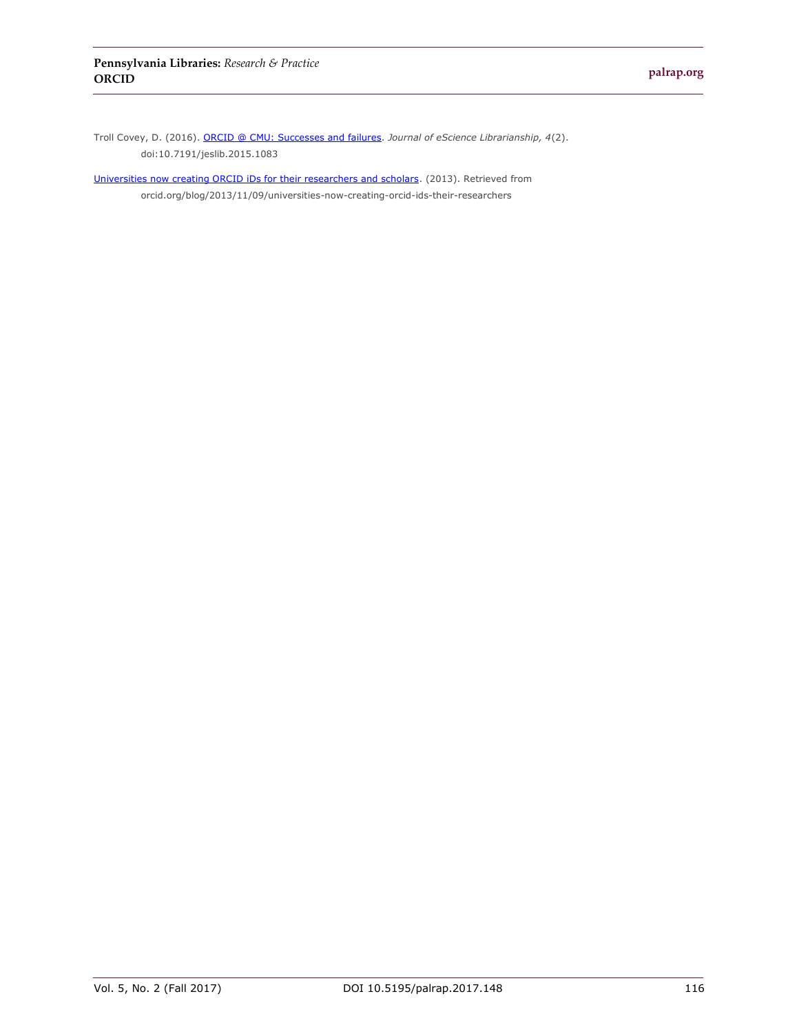Troll Covey, D. (2016). [ORCID @ CMU: Successes and failures](). *Journal of eScience Librarianship, 4*(2). doi:10.7191/jeslib.2015.1083

[Universities now creating ORCID iDs for their researchers and scholars](). (2013). Retrieved from orcid.org/blog/2013/11/09/universities-now-creating-orcid-ids-their-researchers